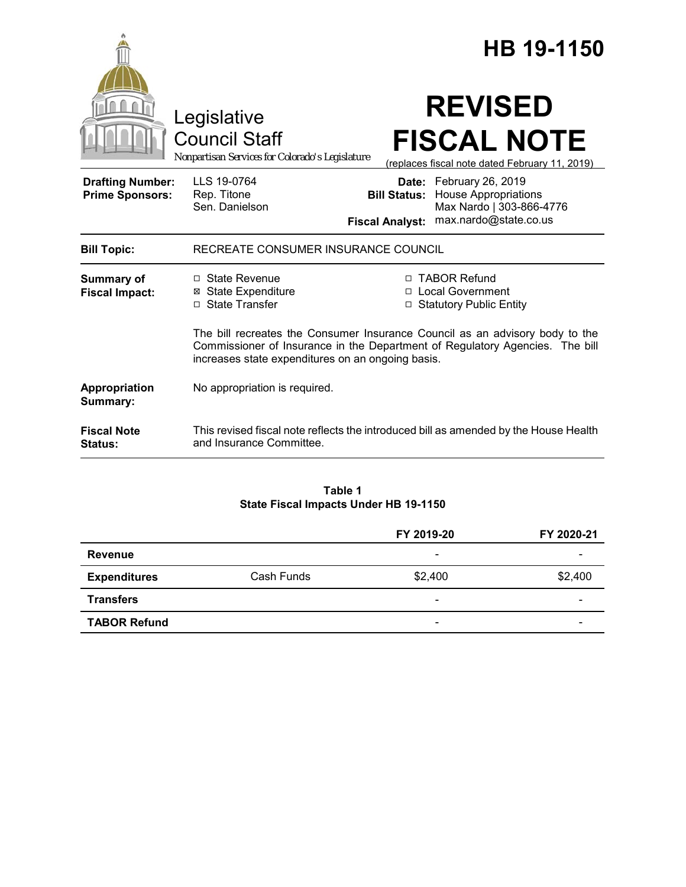# HB 19-1150

Legislative Council Staff
*Nonpartisan Services for Colorado's Legislature*

# REVISED FISCAL NOTE

(replaces fiscal note dated February 11, 2019)

| | | | |
|---|---|---|---|
| **Drafting Number:** | LLS 19-0764 | **Date:** | February 26, 2019 |
| **Prime Sponsors:** | Rep. Titone<br>Sen. Danielson | **Bill Status:** | House Appropriations |
| | | **Fiscal Analyst:** | Max Nardo \| 303-866-4776<br>max.nardo@state.co.us |

**Bill Topic:** RECREATE CONSUMER INSURANCE COUNCIL

**Summary of Fiscal Impact:**

- ☐ State Revenue
- ☒ State Expenditure
- ☐ State Transfer
- ☐ TABOR Refund
- ☐ Local Government
- ☐ Statutory Public Entity

The bill recreates the Consumer Insurance Council as an advisory body to the Commissioner of Insurance in the Department of Regulatory Agencies. The bill increases state expenditures on an ongoing basis.

**Appropriation Summary:** No appropriation is required.

**Fiscal Note Status:** This revised fiscal note reflects the introduced bill as amended by the House Health and Insurance Committee.

**Table 1**
**State Fiscal Impacts Under HB 19-1150**

| | | FY 2019-20 | FY 2020-21 |
|---|---|---|---|
| **Revenue** | | - | - |
| **Expenditures** | Cash Funds | $2,400 | $2,400 |
| **Transfers** | | - | - |
| **TABOR Refund** | | - | - |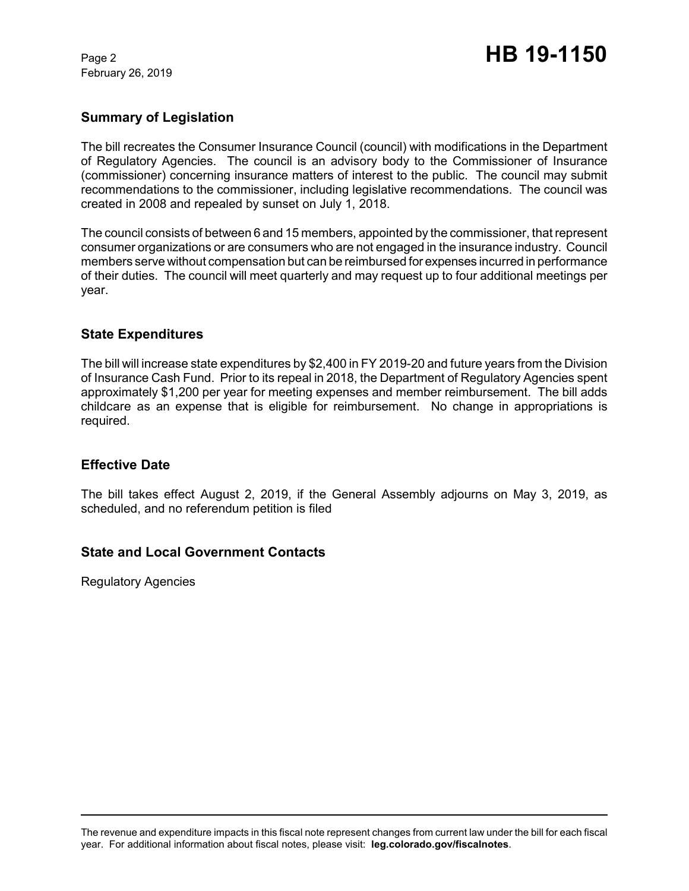## Summary of Legislation

The bill recreates the Consumer Insurance Council (council) with modifications in the Department of Regulatory Agencies. The council is an advisory body to the Commissioner of Insurance (commissioner) concerning insurance matters of interest to the public. The council may submit recommendations to the commissioner, including legislative recommendations. The council was created in 2008 and repealed by sunset on July 1, 2018.

The council consists of between 6 and 15 members, appointed by the commissioner, that represent consumer organizations or are consumers who are not engaged in the insurance industry. Council members serve without compensation but can be reimbursed for expenses incurred in performance of their duties. The council will meet quarterly and may request up to four additional meetings per year.

## State Expenditures

The bill will increase state expenditures by $2,400 in FY 2019-20 and future years from the Division of Insurance Cash Fund. Prior to its repeal in 2018, the Department of Regulatory Agencies spent approximately $1,200 per year for meeting expenses and member reimbursement. The bill adds childcare as an expense that is eligible for reimbursement. No change in appropriations is required.

## Effective Date

The bill takes effect August 2, 2019, if the General Assembly adjourns on May 3, 2019, as scheduled, and no referendum petition is filed

## State and Local Government Contacts

Regulatory Agencies

The revenue and expenditure impacts in this fiscal note represent changes from current law under the bill for each fiscal year. For additional information about fiscal notes, please visit: **leg.colorado.gov/fiscalnotes**.